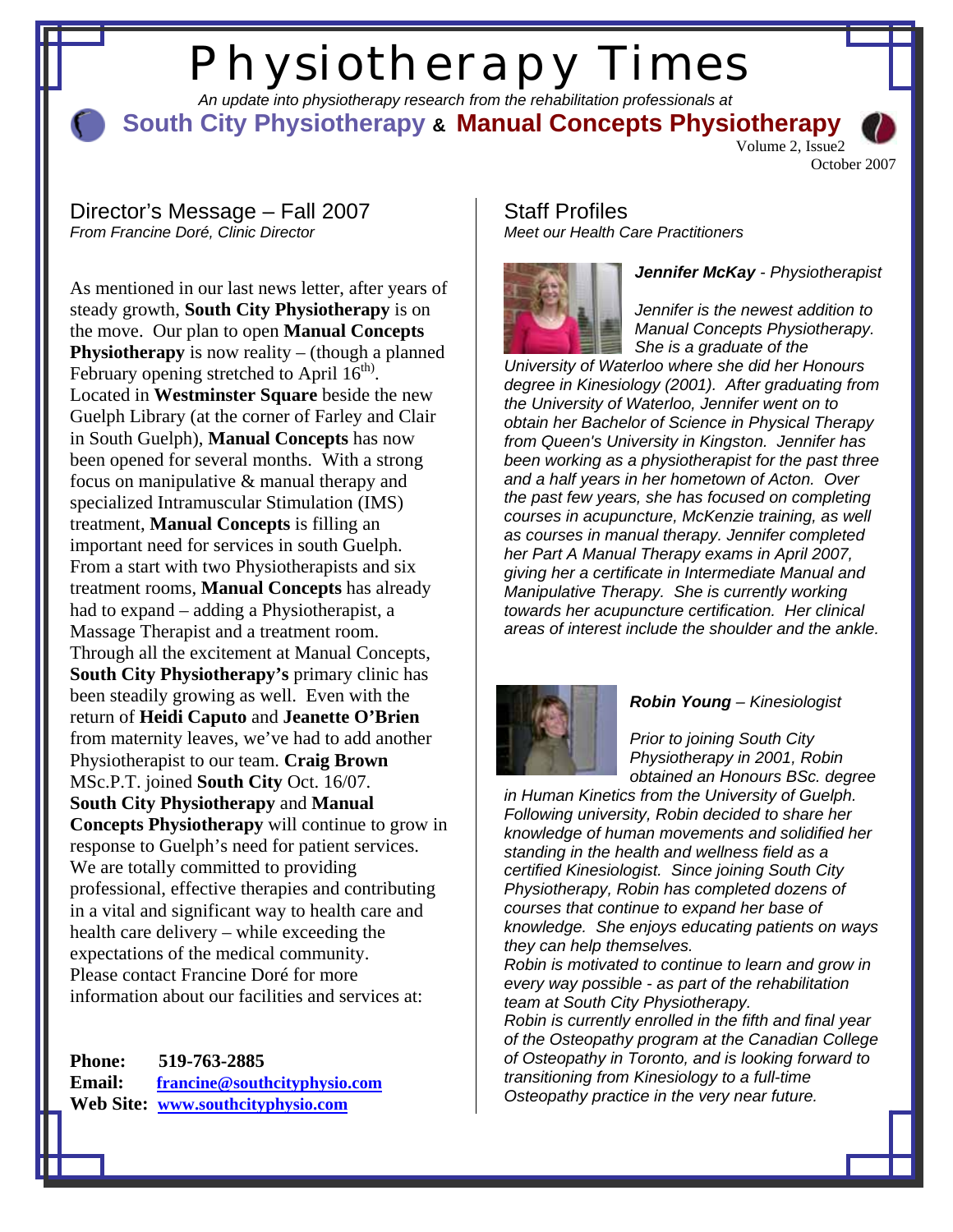# Physiotherapy Times

*An update into physiotherapy research from the rehabilitation professionals at*

**South City Physiotherapy & Manual Concepts Physiotherapy**

Volume 2, Issue2
October 2007

## Director's Message – Fall 2007

*From Francine Doré, Clinic Director*

As mentioned in our last news letter, after years of steady growth, **South City Physiotherapy** is on the move. Our plan to open **Manual Concepts Physiotherapy** is now reality – (though a planned February opening stretched to April 16$^{th}$). Located in **Westminster Square** beside the new Guelph Library (at the corner of Farley and Clair in South Guelph), **Manual Concepts** has now been opened for several months. With a strong focus on manipulative & manual therapy and specialized Intramuscular Stimulation (IMS) treatment, **Manual Concepts** is filling an important need for services in south Guelph. From a start with two Physiotherapists and six treatment rooms, **Manual Concepts** has already had to expand – adding a Physiotherapist, a Massage Therapist and a treatment room. Through all the excitement at Manual Concepts, **South City Physiotherapy's** primary clinic has been steadily growing as well. Even with the return of **Heidi Caputo** and **Jeanette O'Brien** from maternity leaves, we've had to add another Physiotherapist to our team. **Craig Brown** MSc.P.T. joined **South City** Oct. 16/07. **South City Physiotherapy** and **Manual Concepts Physiotherapy** will continue to grow in response to Guelph's need for patient services. We are totally committed to providing professional, effective therapies and contributing in a vital and significant way to health care and health care delivery – while exceeding the expectations of the medical community. Please contact Francine Doré for more information about our facilities and services at:

**Phone:** **519-763-2885**
**Email:** **francine@southcityphysio.com**
**Web Site:** **www.southcityphysio.com**

## Staff Profiles

*Meet our Health Care Practitioners*

***Jennifer McKay*** *- Physiotherapist*

*Jennifer is the newest addition to Manual Concepts Physiotherapy. She is a graduate of the University of Waterloo where she did her Honours degree in Kinesiology (2001). After graduating from the University of Waterloo, Jennifer went on to obtain her Bachelor of Science in Physical Therapy from Queen's University in Kingston. Jennifer has been working as a physiotherapist for the past three and a half years in her hometown of Acton. Over the past few years, she has focused on completing courses in acupuncture, McKenzie training, as well as courses in manual therapy. Jennifer completed her Part A Manual Therapy exams in April 2007, giving her a certificate in Intermediate Manual and Manipulative Therapy. She is currently working towards her acupuncture certification. Her clinical areas of interest include the shoulder and the ankle.*

***Robin Young*** *– Kinesiologist*

*Prior to joining South City Physiotherapy in 2001, Robin obtained an Honours BSc. degree in Human Kinetics from the University of Guelph. Following university, Robin decided to share her knowledge of human movements and solidified her standing in the health and wellness field as a certified Kinesiologist. Since joining South City Physiotherapy, Robin has completed dozens of courses that continue to expand her base of knowledge. She enjoys educating patients on ways they can help themselves.*

*Robin is motivated to continue to learn and grow in every way possible - as part of the rehabilitation team at South City Physiotherapy.*

*Robin is currently enrolled in the fifth and final year of the Osteopathy program at the Canadian College of Osteopathy in Toronto, and is looking forward to transitioning from Kinesiology to a full-time Osteopathy practice in the very near future.*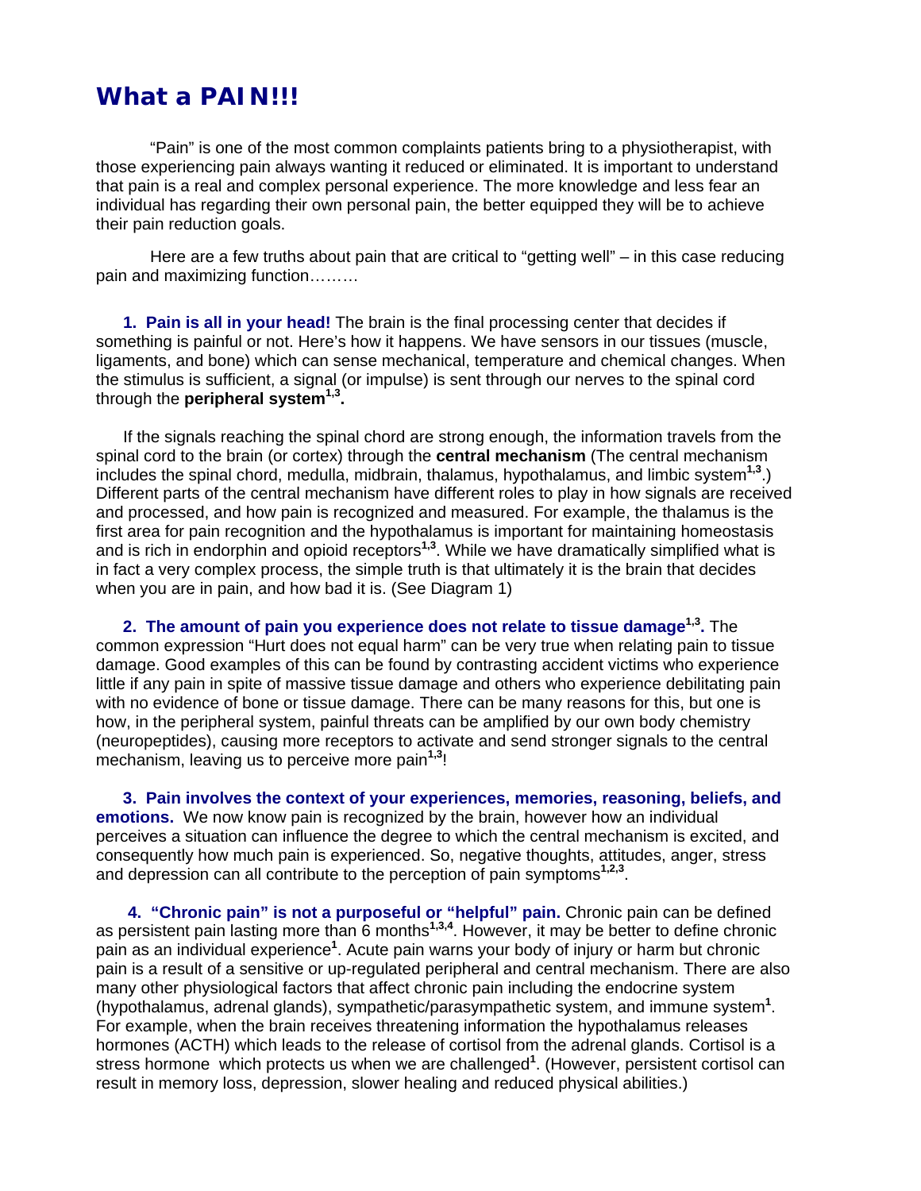# What a PAIN!!!

"Pain" is one of the most common complaints patients bring to a physiotherapist, with those experiencing pain always wanting it reduced or eliminated. It is important to understand that pain is a real and complex personal experience. The more knowledge and less fear an individual has regarding their own personal pain, the better equipped they will be to achieve their pain reduction goals.

Here are a few truths about pain that are critical to "getting well" – in this case reducing pain and maximizing function………

1. **Pain is all in your head!** The brain is the final processing center that decides if something is painful or not. Here's how it happens. We have sensors in our tissues (muscle, ligaments, and bone) which can sense mechanical, temperature and chemical changes. When the stimulus is sufficient, a signal (or impulse) is sent through our nerves to the spinal cord through the **peripheral system[1,3].**

If the signals reaching the spinal chord are strong enough, the information travels from the spinal cord to the brain (or cortex) through the **central mechanism** (The central mechanism includes the spinal chord, medulla, midbrain, thalamus, hypothalamus, and limbic system[1,3].) Different parts of the central mechanism have different roles to play in how signals are received and processed, and how pain is recognized and measured. For example, the thalamus is the first area for pain recognition and the hypothalamus is important for maintaining homeostasis and is rich in endorphin and opioid receptors[1,3]. While we have dramatically simplified what is in fact a very complex process, the simple truth is that ultimately it is the brain that decides when you are in pain, and how bad it is. (See Diagram 1)

2. **The amount of pain you experience does not relate to tissue damage[1,3].** The common expression "Hurt does not equal harm" can be very true when relating pain to tissue damage. Good examples of this can be found by contrasting accident victims who experience little if any pain in spite of massive tissue damage and others who experience debilitating pain with no evidence of bone or tissue damage. There can be many reasons for this, but one is how, in the peripheral system, painful threats can be amplified by our own body chemistry (neuropeptides), causing more receptors to activate and send stronger signals to the central mechanism, leaving us to perceive more pain[1,3]!

3. **Pain involves the context of your experiences, memories, reasoning, beliefs, and emotions.** We now know pain is recognized by the brain, however how an individual perceives a situation can influence the degree to which the central mechanism is excited, and consequently how much pain is experienced. So, negative thoughts, attitudes, anger, stress and depression can all contribute to the perception of pain symptoms[1,2,3].

4. **"Chronic pain" is not a purposeful or "helpful" pain.** Chronic pain can be defined as persistent pain lasting more than 6 months[1,3,4]. However, it may be better to define chronic pain as an individual experience[1]. Acute pain warns your body of injury or harm but chronic pain is a result of a sensitive or up-regulated peripheral and central mechanism. There are also many other physiological factors that affect chronic pain including the endocrine system (hypothalamus, adrenal glands), sympathetic/parasympathetic system, and immune system[1]. For example, when the brain receives threatening information the hypothalamus releases hormones (ACTH) which leads to the release of cortisol from the adrenal glands. Cortisol is a stress hormone which protects us when we are challenged[1]. (However, persistent cortisol can result in memory loss, depression, slower healing and reduced physical abilities.)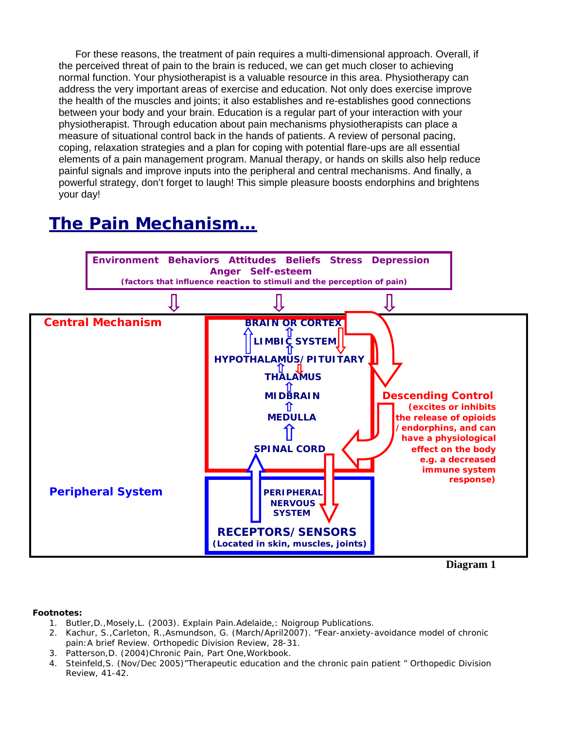For these reasons, the treatment of pain requires a multi-dimensional approach. Overall, if the perceived threat of pain to the brain is reduced, we can get much closer to achieving normal function. Your physiotherapist is a valuable resource in this area. Physiotherapy can address the very important areas of exercise and education. Not only does exercise improve the health of the muscles and joints; it also establishes and re-establishes good connections between your body and your brain. Education is a regular part of your interaction with your physiotherapist. Through education about pain mechanisms physiotherapists can place a measure of situational control back in the hands of patients. A review of personal pacing, coping, relaxation strategies and a plan for coping with potential flare-ups are all essential elements of a pain management program. Manual therapy, or hands on skills also help reduce painful signals and improve inputs into the peripheral and central mechanisms. And finally, a powerful strategy, don't forget to laugh! This simple pleasure boosts endorphins and brightens your day!

## The Pain Mechanism…

**Environment Behaviors Attitudes Beliefs Stress Depression Anger Self-esteem**
**(factors that influence reaction to stimuli and the perception of pain)**

**Central Mechanism**

**BRAIN OR CORTEX**
**LIMBIC SYSTEM**
**HYPOTHALAMUS/PITUITARY**
**THALAMUS**
**MIDBRAIN**
**MEDULLA**
**SPINAL CORD**

**Descending Control**
**(excites or inhibits the release of opioids /endorphins, and can have a physiological effect on the body e.g. a decreased immune system response)**

**Peripheral System**

**PERIPHERAL NERVOUS SYSTEM**

**RECEPTORS/SENSORS**
**(Located in skin, muscles, joints)**

**Diagram 1**

**Footnotes:**

1. Butler,D.,Mosely,L. (2003). Explain Pain.Adelaide,: Noigroup Publications.
2. Kachur, S.,Carleton, R.,Asmundson, G. (March/April2007). "Fear-anxiety-avoidance model of chronic pain:A brief Review. Orthopedic Division Review, 28-31.
3. Patterson,D. (2004)Chronic Pain, Part One,Workbook.
4. Steinfeld,S. (Nov/Dec 2005)"Therapeutic education and the chronic pain patient " Orthopedic Division Review, 41-42.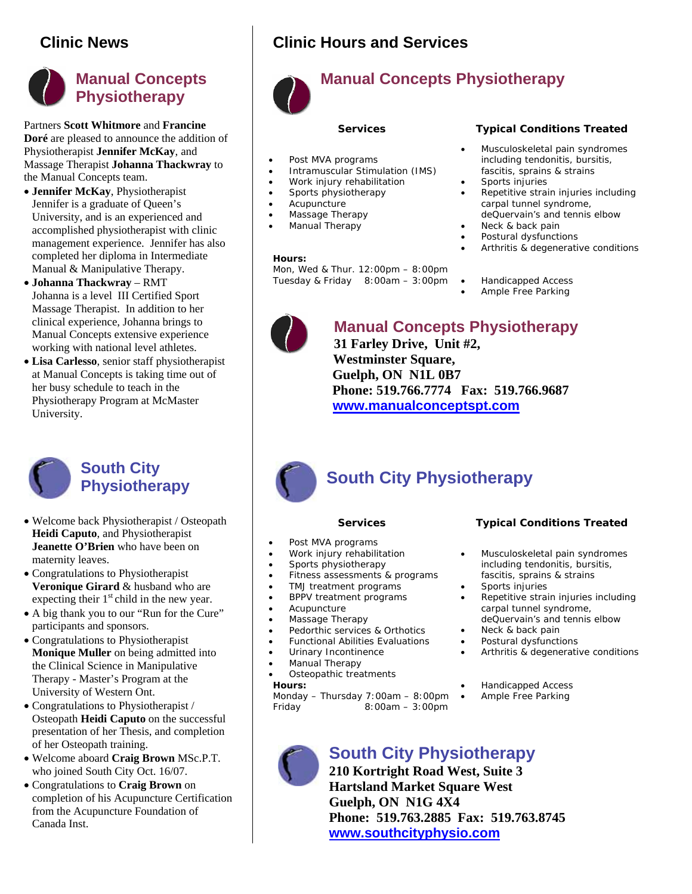## Clinic News

### Manual Concepts Physiotherapy

Partners **Scott Whitmore** and **Francine Doré** are pleased to announce the addition of Physiotherapist **Jennifer McKay**, and Massage Therapist **Johanna Thackwray** to the Manual Concepts team.

- **Jennifer McKay**, Physiotherapist Jennifer is a graduate of Queen's University, and is an experienced and accomplished physiotherapist with clinic management experience. Jennifer has also completed her diploma in Intermediate Manual & Manipulative Therapy.
- **Johanna Thackwray** – RMT Johanna is a level III Certified Sport Massage Therapist. In addition to her clinical experience, Johanna brings to Manual Concepts extensive experience working with national level athletes.
- **Lisa Carlesso**, senior staff physiotherapist at Manual Concepts is taking time out of her busy schedule to teach in the Physiotherapy Program at McMaster University.

### South City Physiotherapy

- Welcome back Physiotherapist / Osteopath **Heidi Caputo**, and Physiotherapist **Jeanette O'Brien** who have been on maternity leaves.
- Congratulations to Physiotherapist **Veronique Girard** & husband who are expecting their 1st child in the new year.
- A big thank you to our "Run for the Cure" participants and sponsors.
- Congratulations to Physiotherapist **Monique Muller** on being admitted into the Clinical Science in Manipulative Therapy - Master's Program at the University of Western Ont.
- Congratulations to Physiotherapist / Osteopath **Heidi Caputo** on the successful presentation of her Thesis, and completion of her Osteopath training.
- Welcome aboard **Craig Brown** MSc.P.T. who joined South City Oct. 16/07.
- Congratulations to **Craig Brown** on completion of his Acupuncture Certification from the Acupuncture Foundation of Canada Inst.

## Clinic Hours and Services

### Manual Concepts Physiotherapy

**Services**

- Post MVA programs
- Intramuscular Stimulation (IMS)
- Work injury rehabilitation
- Sports physiotherapy
- Acupuncture
- Massage Therapy
- Manual Therapy

**Typical Conditions Treated**

- Musculoskeletal pain syndromes including tendonitis, bursitis, fascitis, sprains & strains
- Sports injuries
- Repetitive strain injuries including carpal tunnel syndrome, deQuervain's and tennis elbow
- Neck & back pain
- Postural dysfunctions
- Arthritis & degenerative conditions

**Hours:**
Mon, Wed & Thur. 12:00pm – 8:00pm
Tuesday & Friday 8:00am – 3:00pm

- Handicapped Access
- Ample Free Parking

### Manual Concepts Physiotherapy

**31 Farley Drive, Unit #2,**
**Westminster Square,**
**Guelph, ON N1L 0B7**
**Phone: 519.766.7774 Fax: 519.766.9687**
**www.manualconceptspt.com**

### South City Physiotherapy

**Services**

- Post MVA programs
- Work injury rehabilitation
- Sports physiotherapy
- Fitness assessments & programs
- TMJ treatment programs
- BPPV treatment programs
- Acupuncture
- Massage Therapy
- Pedorthic services & Orthotics
- Functional Abilities Evaluations
- Urinary Incontinence
- Manual Therapy
- Osteopathic treatments

**Typical Conditions Treated**

- Musculoskeletal pain syndromes including tendonitis, bursitis, fascitis, sprains & strains
- Sports injuries
- Repetitive strain injuries including carpal tunnel syndrome, deQuervain's and tennis elbow
- Neck & back pain
- Postural dysfunctions
- Arthritis & degenerative conditions

**Hours:**
Monday – Thursday 7:00am – 8:00pm
Friday 8:00am – 3:00pm

- Handicapped Access
- Ample Free Parking

### South City Physiotherapy

**210 Kortright Road West, Suite 3**
**Hartsland Market Square West**
**Guelph, ON N1G 4X4**
**Phone: 519.763.2885 Fax: 519.763.8745**
**www.southcityphysio.com**